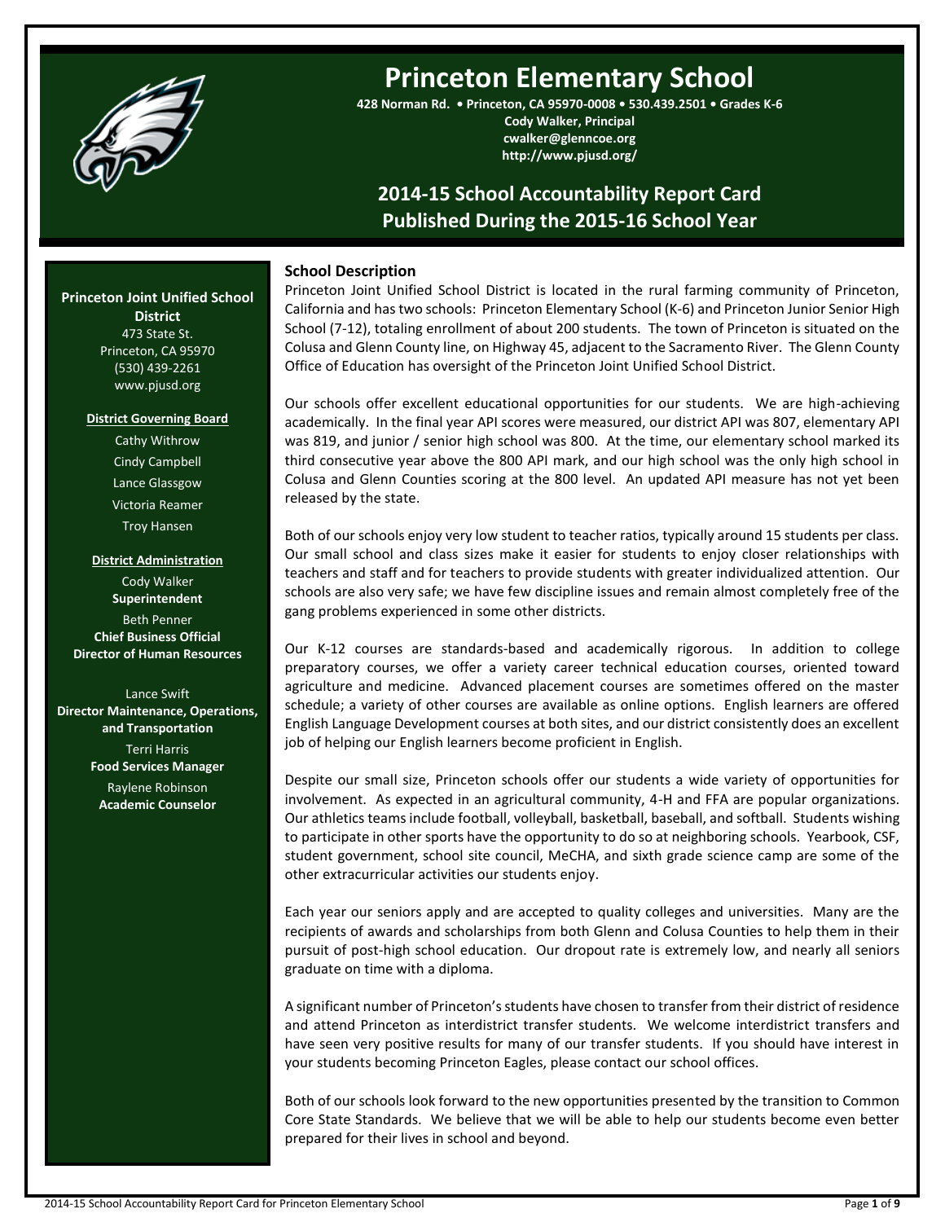# Princeton Elementary School

**428 Norman Rd. • Princeton, CA 95970-0008 • 530.439.2501 • Grades K-6**
**Cody Walker, Principal**
**cwalker@glenncoe.org**
**http://www.pjusd.org/**

## 2014-15 School Accountability Report Card
## Published During the 2015-16 School Year

**Princeton Joint Unified School District**
473 State St.
Princeton, CA 95970
(530) 439-2261
www.pjusd.org

**District Governing Board**

Cathy Withrow
Cindy Campbell
Lance Glassgow
Victoria Reamer
Troy Hansen

**District Administration**

Cody Walker
**Superintendent**

Beth Penner
**Chief Business Official**
**Director of Human Resources**

Lance Swift
**Director Maintenance, Operations, and Transportation**

Terri Harris
**Food Services Manager**

Raylene Robinson
**Academic Counselor**

### School Description

Princeton Joint Unified School District is located in the rural farming community of Princeton, California and has two schools: Princeton Elementary School (K-6) and Princeton Junior Senior High School (7-12), totaling enrollment of about 200 students. The town of Princeton is situated on the Colusa and Glenn County line, on Highway 45, adjacent to the Sacramento River. The Glenn County Office of Education has oversight of the Princeton Joint Unified School District.

Our schools offer excellent educational opportunities for our students. We are high-achieving academically. In the final year API scores were measured, our district API was 807, elementary API was 819, and junior / senior high school was 800. At the time, our elementary school marked its third consecutive year above the 800 API mark, and our high school was the only high school in Colusa and Glenn Counties scoring at the 800 level. An updated API measure has not yet been released by the state.

Both of our schools enjoy very low student to teacher ratios, typically around 15 students per class. Our small school and class sizes make it easier for students to enjoy closer relationships with teachers and staff and for teachers to provide students with greater individualized attention. Our schools are also very safe; we have few discipline issues and remain almost completely free of the gang problems experienced in some other districts.

Our K-12 courses are standards-based and academically rigorous. In addition to college preparatory courses, we offer a variety career technical education courses, oriented toward agriculture and medicine. Advanced placement courses are sometimes offered on the master schedule; a variety of other courses are available as online options. English learners are offered English Language Development courses at both sites, and our district consistently does an excellent job of helping our English learners become proficient in English.

Despite our small size, Princeton schools offer our students a wide variety of opportunities for involvement. As expected in an agricultural community, 4-H and FFA are popular organizations. Our athletics teams include football, volleyball, basketball, baseball, and softball. Students wishing to participate in other sports have the opportunity to do so at neighboring schools. Yearbook, CSF, student government, school site council, MeCHA, and sixth grade science camp are some of the other extracurricular activities our students enjoy.

Each year our seniors apply and are accepted to quality colleges and universities. Many are the recipients of awards and scholarships from both Glenn and Colusa Counties to help them in their pursuit of post-high school education. Our dropout rate is extremely low, and nearly all seniors graduate on time with a diploma.

A significant number of Princeton's students have chosen to transfer from their district of residence and attend Princeton as interdistrict transfer students. We welcome interdistrict transfers and have seen very positive results for many of our transfer students. If you should have interest in your students becoming Princeton Eagles, please contact our school offices.

Both of our schools look forward to the new opportunities presented by the transition to Common Core State Standards. We believe that we will be able to help our students become even better prepared for their lives in school and beyond.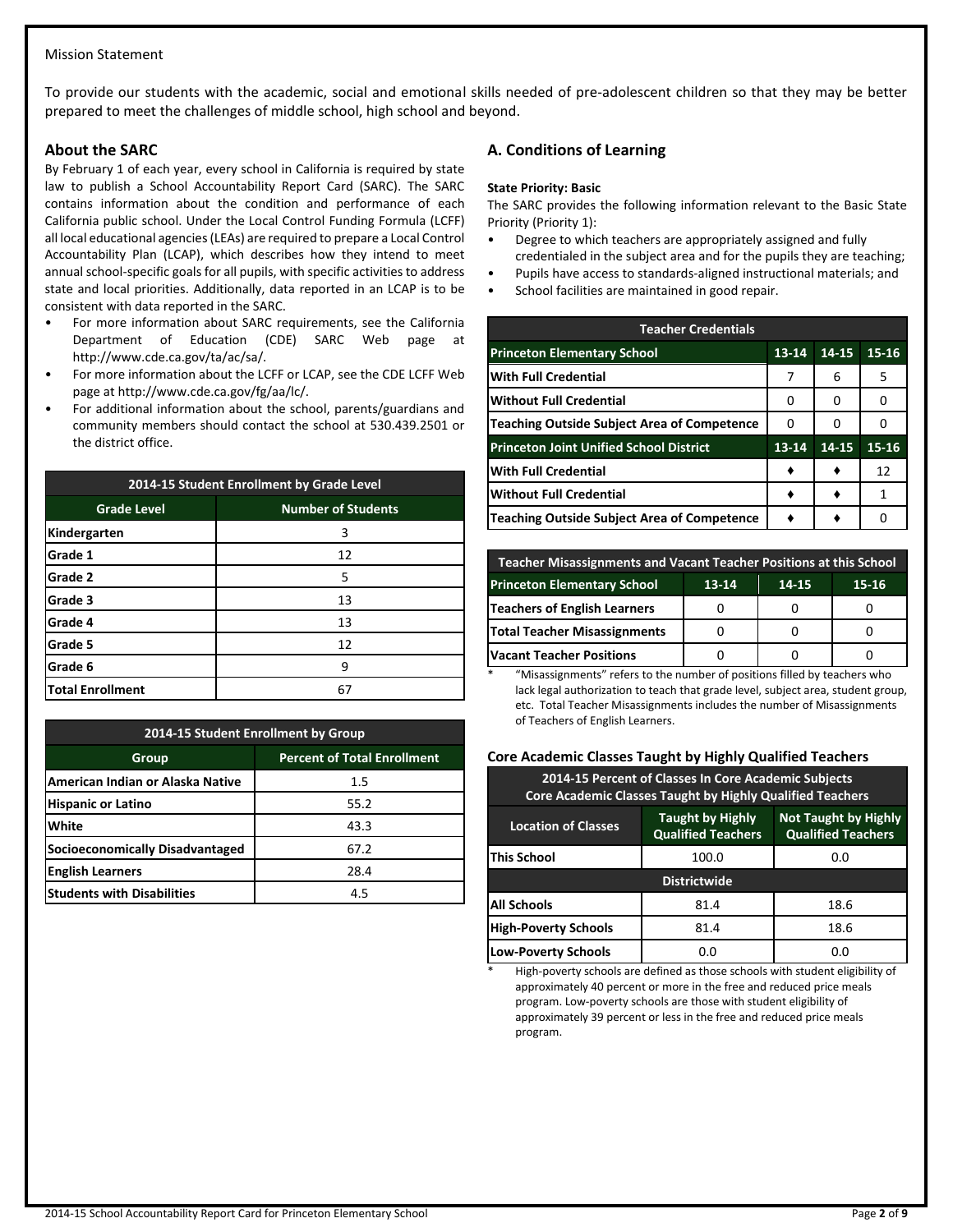Mission Statement

To provide our students with the academic, social and emotional skills needed of pre-adolescent children so that they may be better prepared to meet the challenges of middle school, high school and beyond.

## About the SARC

By February 1 of each year, every school in California is required by state law to publish a School Accountability Report Card (SARC). The SARC contains information about the condition and performance of each California public school. Under the Local Control Funding Formula (LCFF) all local educational agencies (LEAs) are required to prepare a Local Control Accountability Plan (LCAP), which describes how they intend to meet annual school-specific goals for all pupils, with specific activities to address state and local priorities. Additionally, data reported in an LCAP is to be consistent with data reported in the SARC.

- For more information about SARC requirements, see the California Department of Education (CDE) SARC Web page at http://www.cde.ca.gov/ta/ac/sa/.
- For more information about the LCFF or LCAP, see the CDE LCFF Web page at http://www.cde.ca.gov/fg/aa/lc/.
- For additional information about the school, parents/guardians and community members should contact the school at 530.439.2501 or the district office.

| 2014-15 Student Enrollment by Grade Level | |
|---|---|
| **Grade Level** | **Number of Students** |
| Kindergarten | 3 |
| Grade 1 | 12 |
| Grade 2 | 5 |
| Grade 3 | 13 |
| Grade 4 | 13 |
| Grade 5 | 12 |
| Grade 6 | 9 |
| Total Enrollment | 67 |

| 2014-15 Student Enrollment by Group | |
|---|---|
| **Group** | **Percent of Total Enrollment** |
| American Indian or Alaska Native | 1.5 |
| Hispanic or Latino | 55.2 |
| White | 43.3 |
| Socioeconomically Disadvantaged | 67.2 |
| English Learners | 28.4 |
| Students with Disabilities | 4.5 |

## A. Conditions of Learning

**State Priority: Basic**

The SARC provides the following information relevant to the Basic State Priority (Priority 1):

- Degree to which teachers are appropriately assigned and fully credentialed in the subject area and for the pupils they are teaching;
- Pupils have access to standards-aligned instructional materials; and
- School facilities are maintained in good repair.

| Teacher Credentials | | | |
|---|---|---|---|
| **Princeton Elementary School** | **13-14** | **14-15** | **15-16** |
| With Full Credential | 7 | 6 | 5 |
| Without Full Credential | 0 | 0 | 0 |
| Teaching Outside Subject Area of Competence | 0 | 0 | 0 |
| **Princeton Joint Unified School District** | **13-14** | **14-15** | **15-16** |
| With Full Credential | ♦ | ♦ | 12 |
| Without Full Credential | ♦ | ♦ | 1 |
| Teaching Outside Subject Area of Competence | ♦ | ♦ | 0 |

| Teacher Misassignments and Vacant Teacher Positions at this School | | | |
|---|---|---|---|
| **Princeton Elementary School** | **13-14** | **14-15** | **15-16** |
| Teachers of English Learners | 0 | 0 | 0 |
| Total Teacher Misassignments | 0 | 0 | 0 |
| Vacant Teacher Positions | 0 | 0 | 0 |

\* "Misassignments" refers to the number of positions filled by teachers who lack legal authorization to teach that grade level, subject area, student group, etc. Total Teacher Misassignments includes the number of Misassignments of Teachers of English Learners.

### Core Academic Classes Taught by Highly Qualified Teachers

| 2014-15 Percent of Classes In Core Academic Subjects Core Academic Classes Taught by Highly Qualified Teachers | | |
|---|---|---|
| **Location of Classes** | **Taught by Highly Qualified Teachers** | **Not Taught by Highly Qualified Teachers** |
| This School | 100.0 | 0.0 |
| **Districtwide** | | |
| All Schools | 81.4 | 18.6 |
| High-Poverty Schools | 81.4 | 18.6 |
| Low-Poverty Schools | 0.0 | 0.0 |

\* High-poverty schools are defined as those schools with student eligibility of approximately 40 percent or more in the free and reduced price meals program. Low-poverty schools are those with student eligibility of approximately 39 percent or less in the free and reduced price meals program.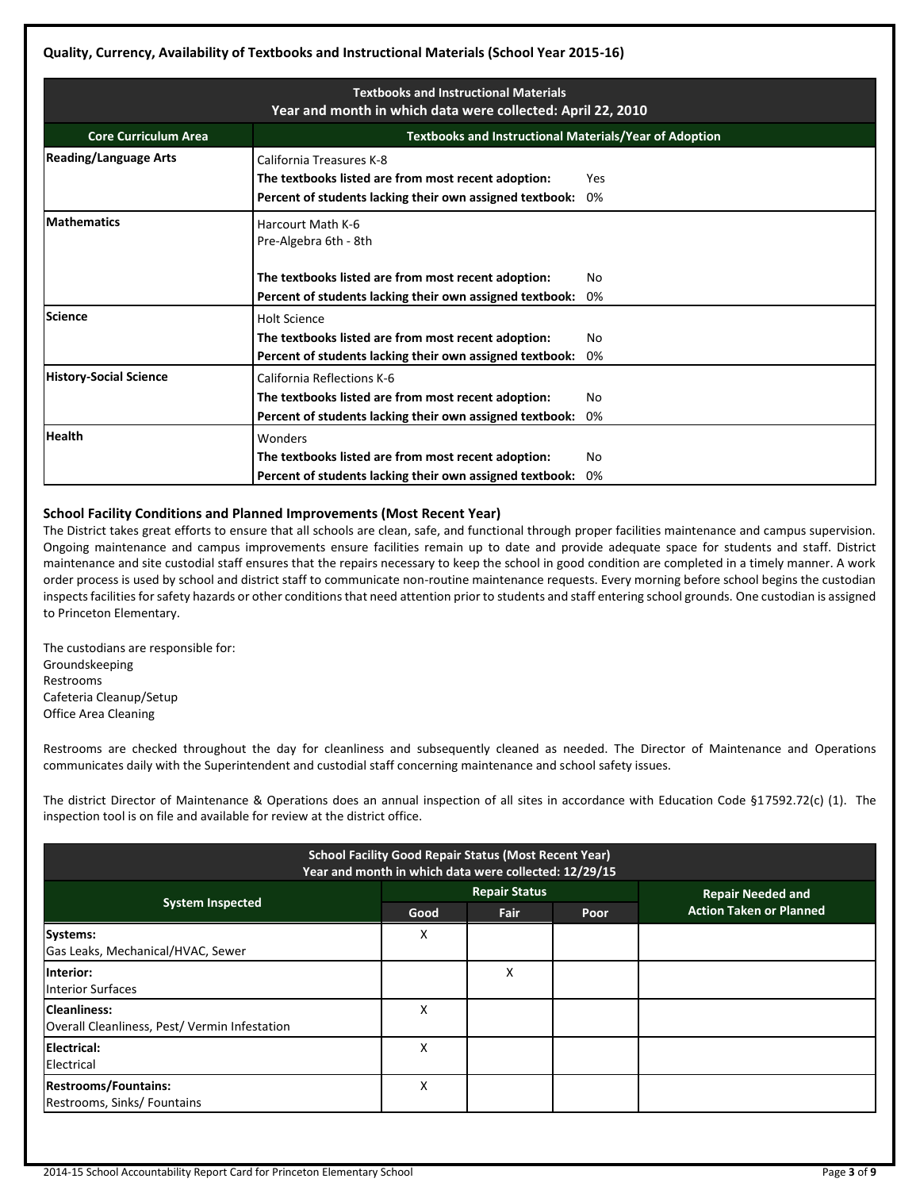### Quality, Currency, Availability of Textbooks and Instructional Materials (School Year 2015-16)

| Textbooks and Instructional Materials<br>Year and month in which data were collected: April 22, 2010 | |
|---|---|
| **Core Curriculum Area** | **Textbooks and Instructional Materials/Year of Adoption** |
| **Reading/Language Arts** | California Treasures K-8<br>**The textbooks listed are from most recent adoption:** Yes<br>**Percent of students lacking their own assigned textbook:** 0% |
| **Mathematics** | Harcourt Math K-6<br>Pre-Algebra 6th - 8th<br>**The textbooks listed are from most recent adoption:** No<br>**Percent of students lacking their own assigned textbook:** 0% |
| **Science** | Holt Science<br>**The textbooks listed are from most recent adoption:** No<br>**Percent of students lacking their own assigned textbook:** 0% |
| **History-Social Science** | California Reflections K-6<br>**The textbooks listed are from most recent adoption:** No<br>**Percent of students lacking their own assigned textbook:** 0% |
| **Health** | Wonders<br>**The textbooks listed are from most recent adoption:** No<br>**Percent of students lacking their own assigned textbook:** 0% |

### School Facility Conditions and Planned Improvements (Most Recent Year)

The District takes great efforts to ensure that all schools are clean, safe, and functional through proper facilities maintenance and campus supervision. Ongoing maintenance and campus improvements ensure facilities remain up to date and provide adequate space for students and staff. District maintenance and site custodial staff ensures that the repairs necessary to keep the school in good condition are completed in a timely manner. A work order process is used by school and district staff to communicate non-routine maintenance requests. Every morning before school begins the custodian inspects facilities for safety hazards or other conditions that need attention prior to students and staff entering school grounds. One custodian is assigned to Princeton Elementary.

The custodians are responsible for:
Groundskeeping
Restrooms
Cafeteria Cleanup/Setup
Office Area Cleaning

Restrooms are checked throughout the day for cleanliness and subsequently cleaned as needed. The Director of Maintenance and Operations communicates daily with the Superintendent and custodial staff concerning maintenance and school safety issues.

The district Director of Maintenance & Operations does an annual inspection of all sites in accordance with Education Code §17592.72(c) (1). The inspection tool is on file and available for review at the district office.

| School Facility Good Repair Status (Most Recent Year)<br>Year and month in which data were collected: 12/29/15 | | | | |
|---|---|---|---|---|
| **System Inspected** | **Repair Status** | | | **Repair Needed and Action Taken or Planned** |
| | **Good** | **Fair** | **Poor** | |
| **Systems:**<br>Gas Leaks, Mechanical/HVAC, Sewer | X | | | |
| **Interior:**<br>Interior Surfaces | | X | | |
| **Cleanliness:**<br>Overall Cleanliness, Pest/ Vermin Infestation | X | | | |
| **Electrical:**<br>Electrical | X | | | |
| **Restrooms/Fountains:**<br>Restrooms, Sinks/ Fountains | X | | | |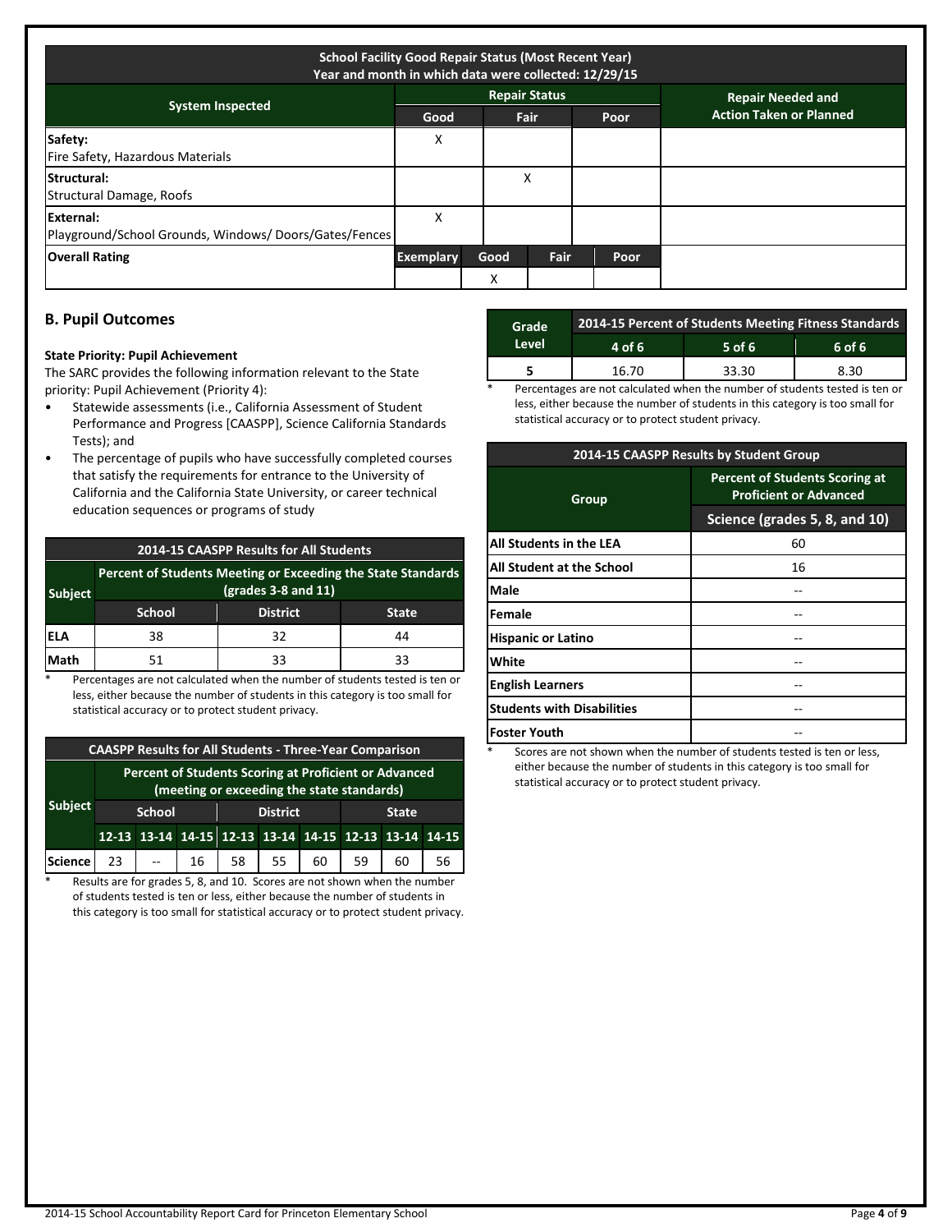| School Facility Good Repair Status (Most Recent Year) Year and month in which data were collected: 12/29/15 | | | | |
|---|---|---|---|---|
| System Inspected | Repair Status | | | Repair Needed and Action Taken or Planned |
| | Good | Fair | Poor | |
| Safety: Fire Safety, Hazardous Materials | X | | | |
| Structural: Structural Damage, Roofs | | X | | |
| External: Playground/School Grounds, Windows/ Doors/Gates/Fences | X | | | |

| Overall Rating | Exemplary | Good | Fair | Poor | |
|---|---|---|---|---|---|
| | | X | | | |

## B. Pupil Outcomes

**State Priority: Pupil Achievement**

The SARC provides the following information relevant to the State priority: Pupil Achievement (Priority 4):

- Statewide assessments (i.e., California Assessment of Student Performance and Progress [CAASPP], Science California Standards Tests); and
- The percentage of pupils who have successfully completed courses that satisfy the requirements for entrance to the University of California and the California State University, or career technical education sequences or programs of study

| 2014-15 CAASPP Results for All Students | | | |
|---|---|---|---|
| Subject | Percent of Students Meeting or Exceeding the State Standards (grades 3-8 and 11) | | |
| | School | District | State |
| ELA | 38 | 32 | 44 |
| Math | 51 | 33 | 33 |

\* Percentages are not calculated when the number of students tested is ten or less, either because the number of students in this category is too small for statistical accuracy or to protect student privacy.

| CAASPP Results for All Students - Three-Year Comparison | | | | | | | | | |
|---|---|---|---|---|---|---|---|---|---|
| Subject | Percent of Students Scoring at Proficient or Advanced (meeting or exceeding the state standards) | | | | | | | | |
| | School | | | District | | | State | | |
| | 12-13 | 13-14 | 14-15 | 12-13 | 13-14 | 14-15 | 12-13 | 13-14 | 14-15 |
| Science | 23 | -- | 16 | 58 | 55 | 60 | 59 | 60 | 56 |

\* Results are for grades 5, 8, and 10. Scores are not shown when the number of students tested is ten or less, either because the number of students in this category is too small for statistical accuracy or to protect student privacy.

| Grade Level | 2014-15 Percent of Students Meeting Fitness Standards | | |
|---|---|---|---|
| | 4 of 6 | 5 of 6 | 6 of 6 |
| 5 | 16.70 | 33.30 | 8.30 |

\* Percentages are not calculated when the number of students tested is ten or less, either because the number of students in this category is too small for statistical accuracy or to protect student privacy.

| 2014-15 CAASPP Results by Student Group | |
|---|---|
| Group | Percent of Students Scoring at Proficient or Advanced |
| | Science (grades 5, 8, and 10) |
| All Students in the LEA | 60 |
| All Student at the School | 16 |
| Male | -- |
| Female | -- |
| Hispanic or Latino | -- |
| White | -- |
| English Learners | -- |
| Students with Disabilities | -- |
| Foster Youth | -- |

\* Scores are not shown when the number of students tested is ten or less, either because the number of students in this category is too small for statistical accuracy or to protect student privacy.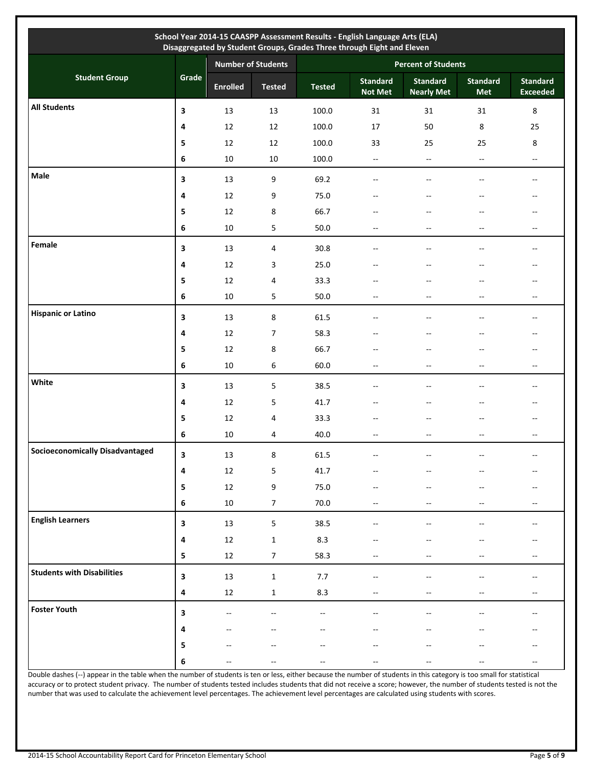| School Year 2014-15 CAASPP Assessment Results - English Language Arts (ELA) Disaggregated by Student Groups, Grades Three through Eight and Eleven | | | | | | | | |
|---|---|---|---|---|---|---|---|---|
| **Student Group** | **Grade** | **Number of Students** | | **Percent of Students** | | | | |
| | | **Enrolled** | **Tested** | **Tested** | **Standard Not Met** | **Standard Nearly Met** | **Standard Met** | **Standard Exceeded** |
| **All Students** | 3 | 13 | 13 | 100.0 | 31 | 31 | 31 | 8 |
| | 4 | 12 | 12 | 100.0 | 17 | 50 | 8 | 25 |
| | 5 | 12 | 12 | 100.0 | 33 | 25 | 25 | 8 |
| | 6 | 10 | 10 | 100.0 | -- | -- | -- | -- |
| **Male** | 3 | 13 | 9 | 69.2 | -- | -- | -- | -- |
| | 4 | 12 | 9 | 75.0 | -- | -- | -- | -- |
| | 5 | 12 | 8 | 66.7 | -- | -- | -- | -- |
| | 6 | 10 | 5 | 50.0 | -- | -- | -- | -- |
| **Female** | 3 | 13 | 4 | 30.8 | -- | -- | -- | -- |
| | 4 | 12 | 3 | 25.0 | -- | -- | -- | -- |
| | 5 | 12 | 4 | 33.3 | -- | -- | -- | -- |
| | 6 | 10 | 5 | 50.0 | -- | -- | -- | -- |
| **Hispanic or Latino** | 3 | 13 | 8 | 61.5 | -- | -- | -- | -- |
| | 4 | 12 | 7 | 58.3 | -- | -- | -- | -- |
| | 5 | 12 | 8 | 66.7 | -- | -- | -- | -- |
| | 6 | 10 | 6 | 60.0 | -- | -- | -- | -- |
| **White** | 3 | 13 | 5 | 38.5 | -- | -- | -- | -- |
| | 4 | 12 | 5 | 41.7 | -- | -- | -- | -- |
| | 5 | 12 | 4 | 33.3 | -- | -- | -- | -- |
| | 6 | 10 | 4 | 40.0 | -- | -- | -- | -- |
| **Socioeconomically Disadvantaged** | 3 | 13 | 8 | 61.5 | -- | -- | -- | -- |
| | 4 | 12 | 5 | 41.7 | -- | -- | -- | -- |
| | 5 | 12 | 9 | 75.0 | -- | -- | -- | -- |
| | 6 | 10 | 7 | 70.0 | -- | -- | -- | -- |
| **English Learners** | 3 | 13 | 5 | 38.5 | -- | -- | -- | -- |
| | 4 | 12 | 1 | 8.3 | -- | -- | -- | -- |
| | 5 | 12 | 7 | 58.3 | -- | -- | -- | -- |
| **Students with Disabilities** | 3 | 13 | 1 | 7.7 | -- | -- | -- | -- |
| | 4 | 12 | 1 | 8.3 | -- | -- | -- | -- |
| **Foster Youth** | 3 | -- | -- | -- | -- | -- | -- | -- |
| | 4 | -- | -- | -- | -- | -- | -- | -- |
| | 5 | -- | -- | -- | -- | -- | -- | -- |
| | 6 | -- | -- | -- | -- | -- | -- | -- |

Double dashes (--) appear in the table when the number of students is ten or less, either because the number of students in this category is too small for statistical accuracy or to protect student privacy. The number of students tested includes students that did not receive a score; however, the number of students tested is not the number that was used to calculate the achievement level percentages. The achievement level percentages are calculated using students with scores.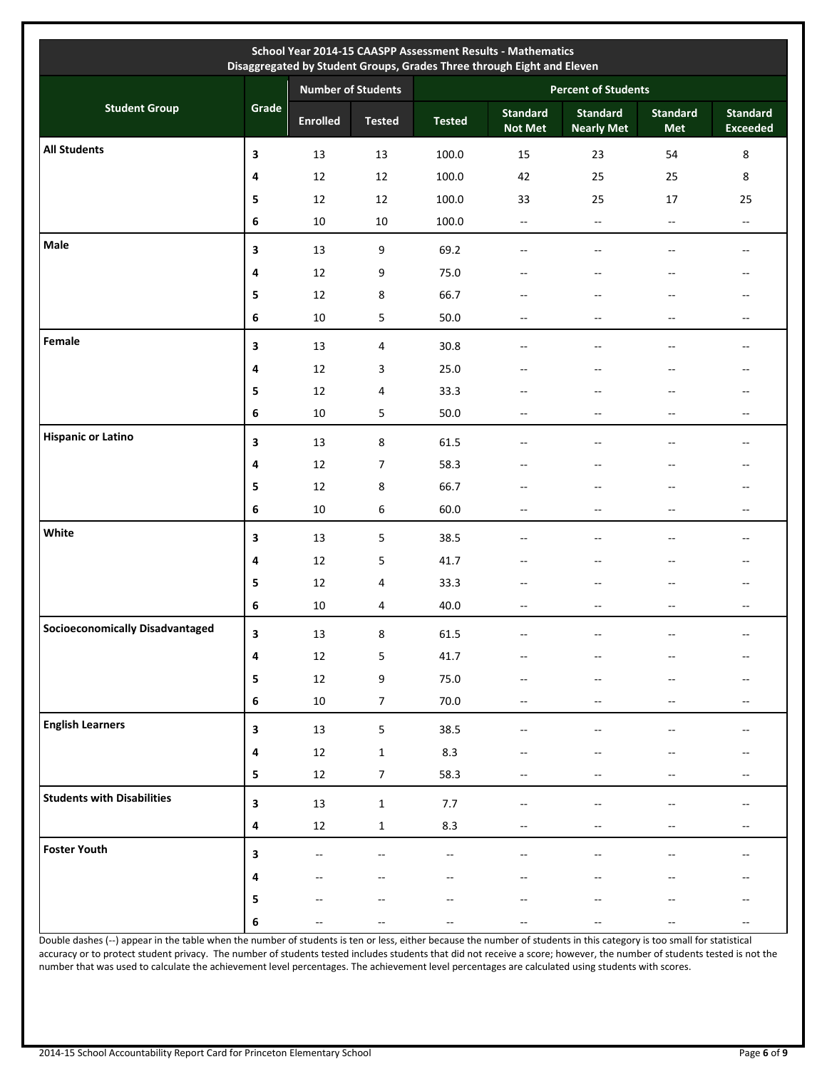| School Year 2014-15 CAASPP Assessment Results - Mathematics<br>Disaggregated by Student Groups, Grades Three through Eight and Eleven | | | | | | | | |
|---|---|---|---|---|---|---|---|---|
| Student Group | Grade | Number of Students | | Percent of Students | | | | |
| | | Enrolled | Tested | Tested | Standard Not Met | Standard Nearly Met | Standard Met | Standard Exceeded |
| **All Students** | 3 | 13 | 13 | 100.0 | 15 | 23 | 54 | 8 |
| | 4 | 12 | 12 | 100.0 | 42 | 25 | 25 | 8 |
| | 5 | 12 | 12 | 100.0 | 33 | 25 | 17 | 25 |
| | 6 | 10 | 10 | 100.0 | -- | -- | -- | -- |
| **Male** | 3 | 13 | 9 | 69.2 | -- | -- | -- | -- |
| | 4 | 12 | 9 | 75.0 | -- | -- | -- | -- |
| | 5 | 12 | 8 | 66.7 | -- | -- | -- | -- |
| | 6 | 10 | 5 | 50.0 | -- | -- | -- | -- |
| **Female** | 3 | 13 | 4 | 30.8 | -- | -- | -- | -- |
| | 4 | 12 | 3 | 25.0 | -- | -- | -- | -- |
| | 5 | 12 | 4 | 33.3 | -- | -- | -- | -- |
| | 6 | 10 | 5 | 50.0 | -- | -- | -- | -- |
| **Hispanic or Latino** | 3 | 13 | 8 | 61.5 | -- | -- | -- | -- |
| | 4 | 12 | 7 | 58.3 | -- | -- | -- | -- |
| | 5 | 12 | 8 | 66.7 | -- | -- | -- | -- |
| | 6 | 10 | 6 | 60.0 | -- | -- | -- | -- |
| **White** | 3 | 13 | 5 | 38.5 | -- | -- | -- | -- |
| | 4 | 12 | 5 | 41.7 | -- | -- | -- | -- |
| | 5 | 12 | 4 | 33.3 | -- | -- | -- | -- |
| | 6 | 10 | 4 | 40.0 | -- | -- | -- | -- |
| **Socioeconomically Disadvantaged** | 3 | 13 | 8 | 61.5 | -- | -- | -- | -- |
| | 4 | 12 | 5 | 41.7 | -- | -- | -- | -- |
| | 5 | 12 | 9 | 75.0 | -- | -- | -- | -- |
| | 6 | 10 | 7 | 70.0 | -- | -- | -- | -- |
| **English Learners** | 3 | 13 | 5 | 38.5 | -- | -- | -- | -- |
| | 4 | 12 | 1 | 8.3 | -- | -- | -- | -- |
| | 5 | 12 | 7 | 58.3 | -- | -- | -- | -- |
| **Students with Disabilities** | 3 | 13 | 1 | 7.7 | -- | -- | -- | -- |
| | 4 | 12 | 1 | 8.3 | -- | -- | -- | -- |
| **Foster Youth** | 3 | -- | -- | -- | -- | -- | -- | -- |
| | 4 | -- | -- | -- | -- | -- | -- | -- |
| | 5 | -- | -- | -- | -- | -- | -- | -- |
| | 6 | -- | -- | -- | -- | -- | -- | -- |

Double dashes (--) appear in the table when the number of students is ten or less, either because the number of students in this category is too small for statistical accuracy or to protect student privacy. The number of students tested includes students that did not receive a score; however, the number of students tested is not the number that was used to calculate the achievement level percentages. The achievement level percentages are calculated using students with scores.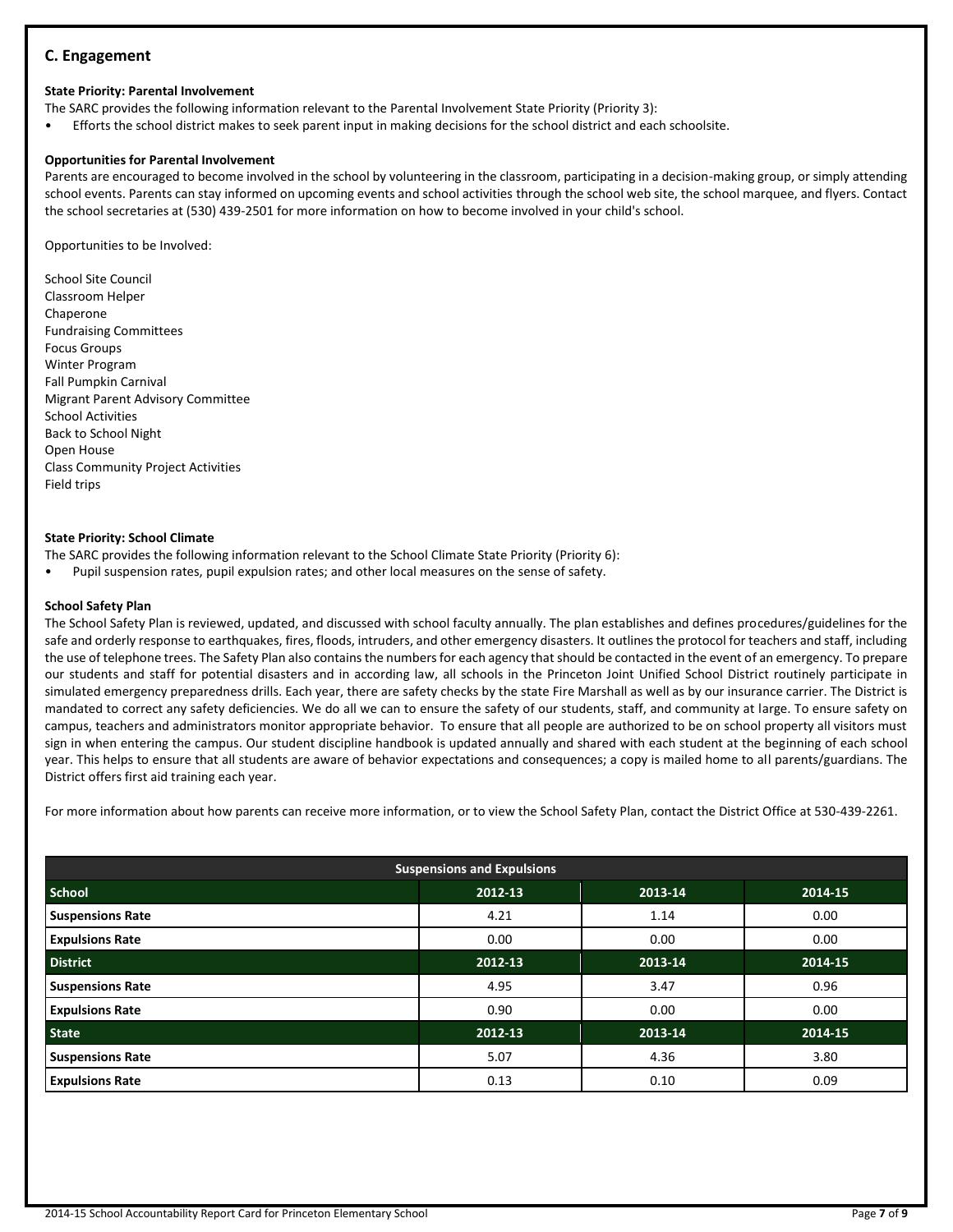## C. Engagement

**State Priority: Parental Involvement**

The SARC provides the following information relevant to the Parental Involvement State Priority (Priority 3):

- Efforts the school district makes to seek parent input in making decisions for the school district and each schoolsite.

**Opportunities for Parental Involvement**

Parents are encouraged to become involved in the school by volunteering in the classroom, participating in a decision-making group, or simply attending school events. Parents can stay informed on upcoming events and school activities through the school web site, the school marquee, and flyers. Contact the school secretaries at (530) 439-2501 for more information on how to become involved in your child's school.

Opportunities to be Involved:

School Site Council
Classroom Helper
Chaperone
Fundraising Committees
Focus Groups
Winter Program
Fall Pumpkin Carnival
Migrant Parent Advisory Committee
School Activities
Back to School Night
Open House
Class Community Project Activities
Field trips

**State Priority: School Climate**

The SARC provides the following information relevant to the School Climate State Priority (Priority 6):

- Pupil suspension rates, pupil expulsion rates; and other local measures on the sense of safety.

**School Safety Plan**

The School Safety Plan is reviewed, updated, and discussed with school faculty annually. The plan establishes and defines procedures/guidelines for the safe and orderly response to earthquakes, fires, floods, intruders, and other emergency disasters. It outlines the protocol for teachers and staff, including the use of telephone trees. The Safety Plan also contains the numbers for each agency that should be contacted in the event of an emergency. To prepare our students and staff for potential disasters and in according law, all schools in the Princeton Joint Unified School District routinely participate in simulated emergency preparedness drills. Each year, there are safety checks by the state Fire Marshall as well as by our insurance carrier. The District is mandated to correct any safety deficiencies. We do all we can to ensure the safety of our students, staff, and community at large. To ensure safety on campus, teachers and administrators monitor appropriate behavior. To ensure that all people are authorized to be on school property all visitors must sign in when entering the campus. Our student discipline handbook is updated annually and shared with each student at the beginning of each school year. This helps to ensure that all students are aware of behavior expectations and consequences; a copy is mailed home to all parents/guardians. The District offers first aid training each year.

For more information about how parents can receive more information, or to view the School Safety Plan, contact the District Office at 530-439-2261.

| Suspensions and Expulsions | | | |
|---|---|---|---|
| **School** | **2012-13** | **2013-14** | **2014-15** |
| **Suspensions Rate** | 4.21 | 1.14 | 0.00 |
| **Expulsions Rate** | 0.00 | 0.00 | 0.00 |
| **District** | **2012-13** | **2013-14** | **2014-15** |
| **Suspensions Rate** | 4.95 | 3.47 | 0.96 |
| **Expulsions Rate** | 0.90 | 0.00 | 0.00 |
| **State** | **2012-13** | **2013-14** | **2014-15** |
| **Suspensions Rate** | 5.07 | 4.36 | 3.80 |
| **Expulsions Rate** | 0.13 | 0.10 | 0.09 |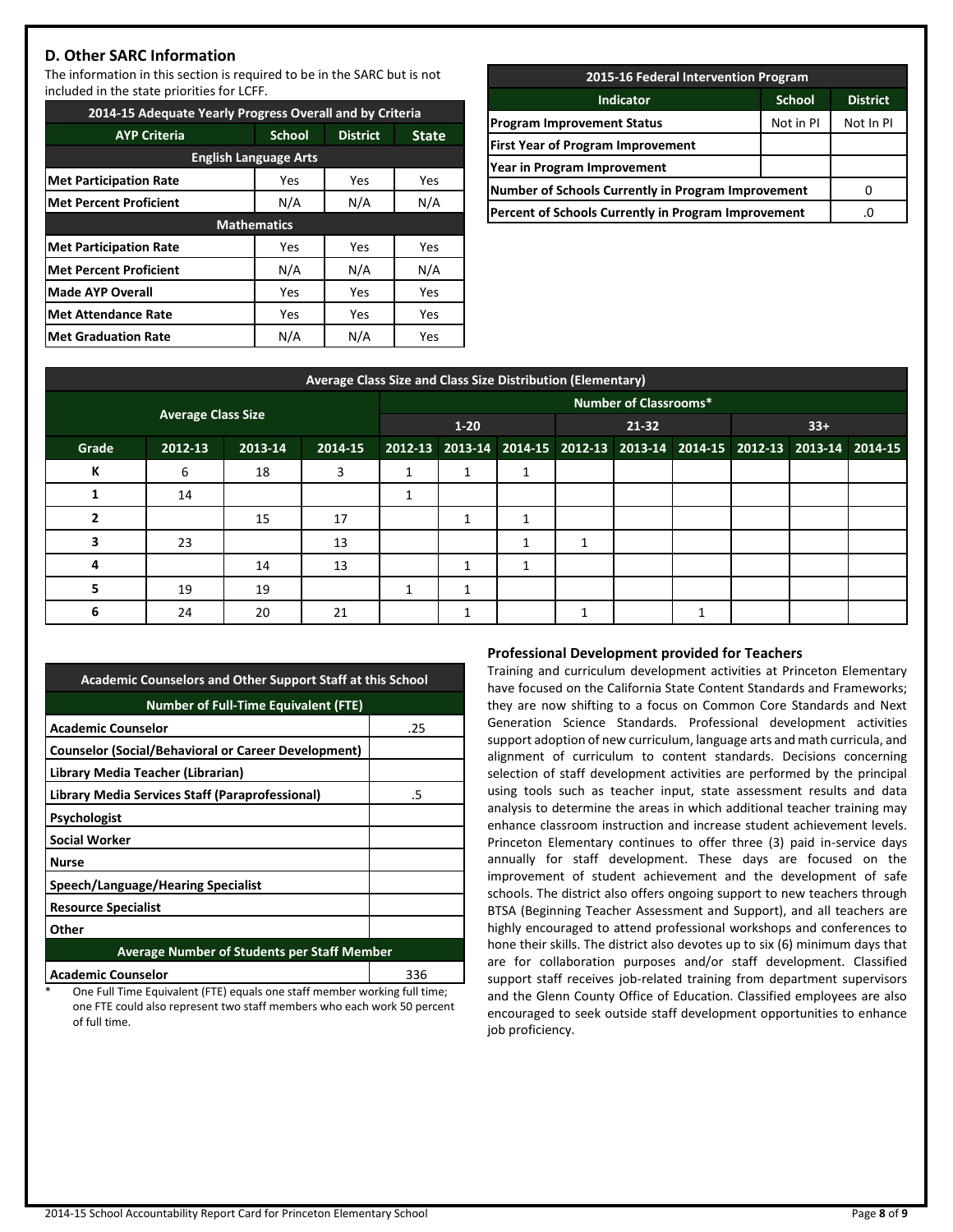## D. Other SARC Information

The information in this section is required to be in the SARC but is not included in the state priorities for LCFF.

| 2014-15 Adequate Yearly Progress Overall and by Criteria | | | |
|---|---|---|---|
| **AYP Criteria** | **School** | **District** | **State** |
| **English Language Arts** | | | |
| Met Participation Rate | Yes | Yes | Yes |
| Met Percent Proficient | N/A | N/A | N/A |
| **Mathematics** | | | |
| Met Participation Rate | Yes | Yes | Yes |
| Met Percent Proficient | N/A | N/A | N/A |
| Made AYP Overall | Yes | Yes | Yes |
| Met Attendance Rate | Yes | Yes | Yes |
| Met Graduation Rate | N/A | N/A | Yes |

| 2015-16 Federal Intervention Program | | |
|---|---|---|
| **Indicator** | **School** | **District** |
| Program Improvement Status | Not in PI | Not In PI |
| First Year of Program Improvement | | |
| Year in Program Improvement | | |
| Number of Schools Currently in Program Improvement | | 0 |
| Percent of Schools Currently in Program Improvement | | .0 |

| Average Class Size and Class Size Distribution (Elementary) | | | | | | | | | | | | |
|---|---|---|---|---|---|---|---|---|---|---|---|---|
| | Average Class Size | | | Number of Classrooms* | | | | | | | | |
| | | | | 1-20 | | | 21-32 | | | 33+ | | |
| **Grade** | **2012-13** | **2013-14** | **2014-15** | **2012-13** | **2013-14** | **2014-15** | **2012-13** | **2013-14** | **2014-15** | **2012-13** | **2013-14** | **2014-15** |
| K | 6 | 18 | 3 | 1 | 1 | 1 | | | | | | |
| 1 | 14 | | | 1 | | | | | | | | |
| 2 | | 15 | 17 | | 1 | 1 | | | | | | |
| 3 | 23 | | 13 | | | 1 | 1 | | | | | |
| 4 | | 14 | 13 | | 1 | 1 | | | | | | |
| 5 | 19 | 19 | | 1 | 1 | | | | | | | |
| 6 | 24 | 20 | 21 | | 1 | | 1 | | 1 | | | |

| Academic Counselors and Other Support Staff at this School | |
|---|---|
| **Number of Full-Time Equivalent (FTE)** | |
| Academic Counselor | .25 |
| Counselor (Social/Behavioral or Career Development) | |
| Library Media Teacher (Librarian) | |
| Library Media Services Staff (Paraprofessional) | .5 |
| Psychologist | |
| Social Worker | |
| Nurse | |
| Speech/Language/Hearing Specialist | |
| Resource Specialist | |
| Other | |
| **Average Number of Students per Staff Member** | |
| Academic Counselor | 336 |

\* One Full Time Equivalent (FTE) equals one staff member working full time; one FTE could also represent two staff members who each work 50 percent of full time.

### Professional Development provided for Teachers

Training and curriculum development activities at Princeton Elementary have focused on the California State Content Standards and Frameworks; they are now shifting to a focus on Common Core Standards and Next Generation Science Standards. Professional development activities support adoption of new curriculum, language arts and math curricula, and alignment of curriculum to content standards. Decisions concerning selection of staff development activities are performed by the principal using tools such as teacher input, state assessment results and data analysis to determine the areas in which additional teacher training may enhance classroom instruction and increase student achievement levels. Princeton Elementary continues to offer three (3) paid in-service days annually for staff development. These days are focused on the improvement of student achievement and the development of safe schools. The district also offers ongoing support to new teachers through BTSA (Beginning Teacher Assessment and Support), and all teachers are highly encouraged to attend professional workshops and conferences to hone their skills. The district also devotes up to six (6) minimum days that are for collaboration purposes and/or staff development. Classified support staff receives job-related training from department supervisors and the Glenn County Office of Education. Classified employees are also encouraged to seek outside staff development opportunities to enhance job proficiency.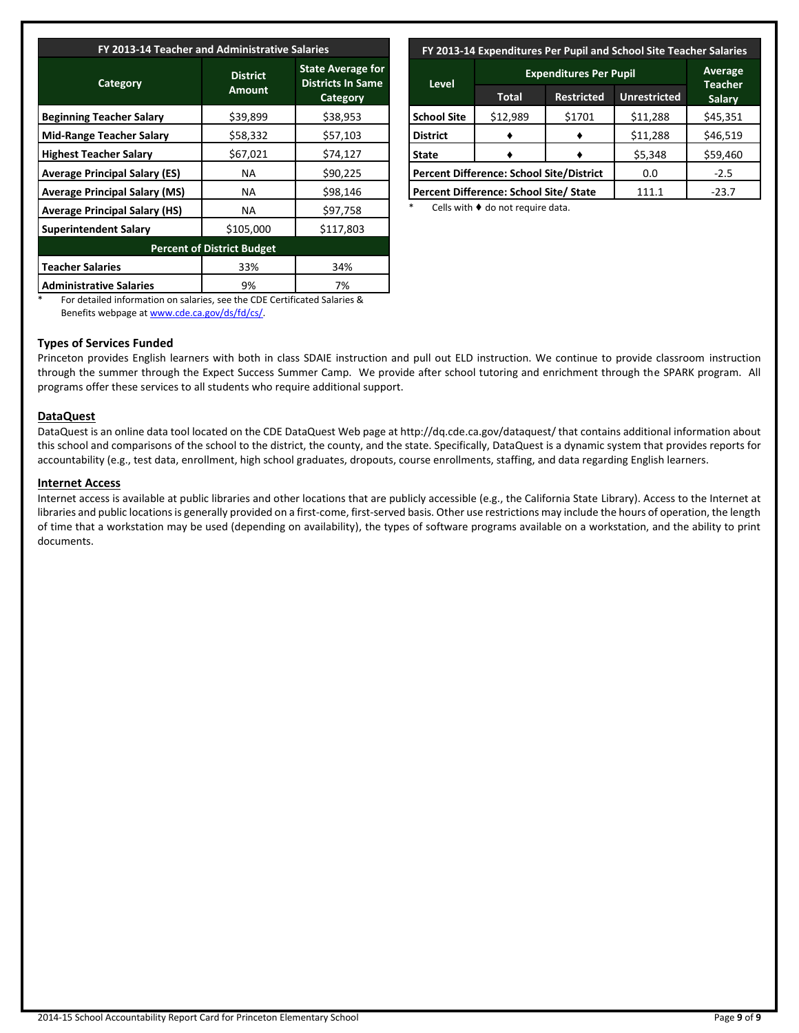| FY 2013-14 Teacher and Administrative Salaries | | |
|---|---|---|
| **Category** | **District Amount** | **State Average for Districts In Same Category** |
| **Beginning Teacher Salary** | $39,899 | $38,953 |
| **Mid-Range Teacher Salary** | $58,332 | $57,103 |
| **Highest Teacher Salary** | $67,021 | $74,127 |
| **Average Principal Salary (ES)** | NA | $90,225 |
| **Average Principal Salary (MS)** | NA | $98,146 |
| **Average Principal Salary (HS)** | NA | $97,758 |
| **Superintendent Salary** | $105,000 | $117,803 |
| **Percent of District Budget** | | |
| **Teacher Salaries** | 33% | 34% |
| **Administrative Salaries** | 9% | 7% |

* For detailed information on salaries, see the CDE Certificated Salaries & Benefits webpage at www.cde.ca.gov/ds/fd/cs/.

| FY 2013-14 Expenditures Per Pupil and School Site Teacher Salaries | | | | |
|---|---|---|---|---|
| **Level** | **Expenditures Per Pupil** | | | **Average Teacher Salary** |
| | **Total** | **Restricted** | **Unrestricted** | |
| **School Site** | $12,989 | $1701 | $11,288 | $45,351 |
| **District** | ♦ | ♦ | $11,288 | $46,519 |
| **State** | ♦ | ♦ | $5,348 | $59,460 |
| **Percent Difference: School Site/District** | | | 0.0 | -2.5 |
| **Percent Difference: School Site/ State** | | | 111.1 | -23.7 |

* Cells with ♦ do not require data.

### Types of Services Funded

Princeton provides English learners with both in class SDAIE instruction and pull out ELD instruction. We continue to provide classroom instruction through the summer through the Expect Success Summer Camp. We provide after school tutoring and enrichment through the SPARK program. All programs offer these services to all students who require additional support.

### DataQuest

DataQuest is an online data tool located on the CDE DataQuest Web page at http://dq.cde.ca.gov/dataquest/ that contains additional information about this school and comparisons of the school to the district, the county, and the state. Specifically, DataQuest is a dynamic system that provides reports for accountability (e.g., test data, enrollment, high school graduates, dropouts, course enrollments, staffing, and data regarding English learners.

### Internet Access

Internet access is available at public libraries and other locations that are publicly accessible (e.g., the California State Library). Access to the Internet at libraries and public locations is generally provided on a first-come, first-served basis. Other use restrictions may include the hours of operation, the length of time that a workstation may be used (depending on availability), the types of software programs available on a workstation, and the ability to print documents.